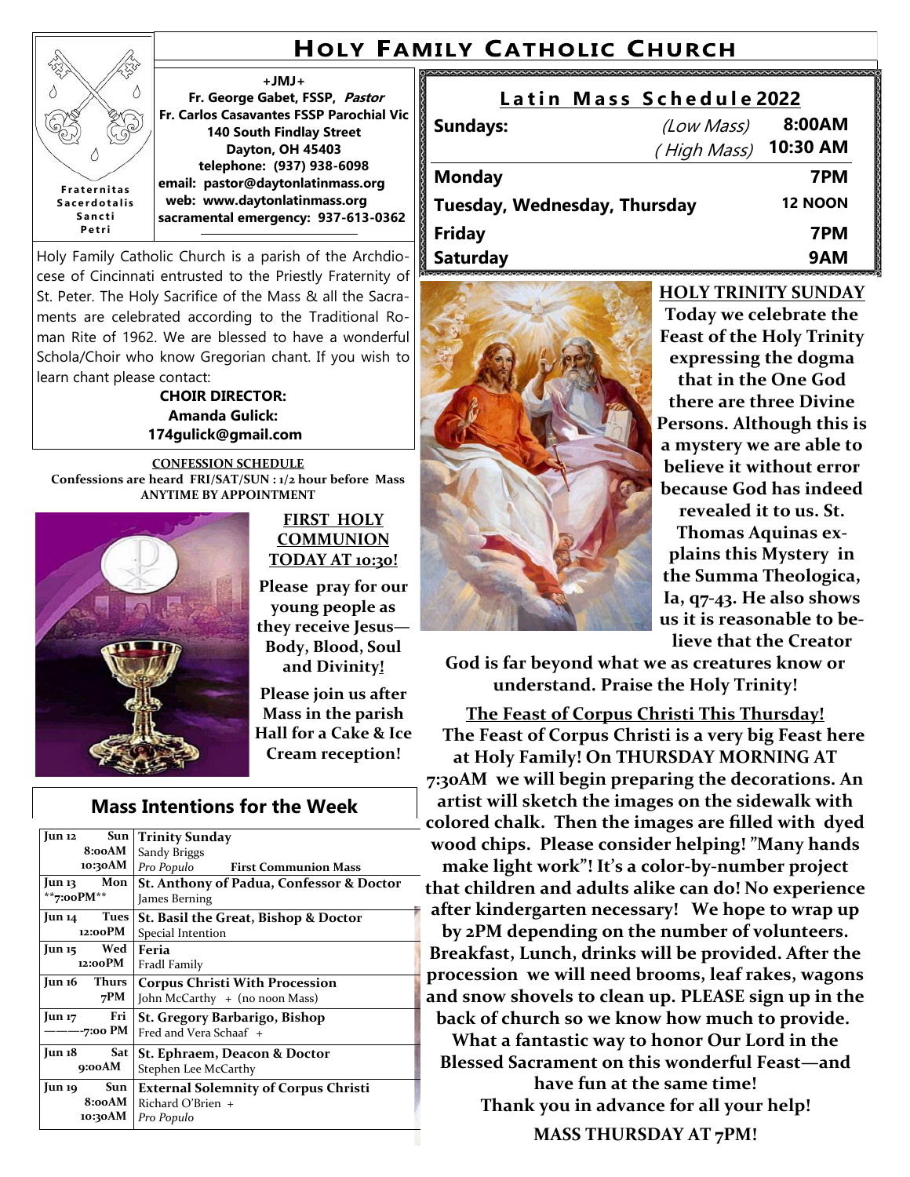# Holy Family Catholic Church

Fraternitas Sacerdotalis Sancti Petri

**+JMJ+**
**Fr. George Gabet, FSSP, *Pastor***
**Fr. Carlos Casavantes FSSP Parochial Vic**
**140 South Findlay Street**
**Dayton, OH 45403**
**telephone: (937) 938-6098**
**email: pastor@daytonlatinmass.org**
**web: www.daytonlatinmass.org**
**sacramental emergency: 937-613-0362**

Holy Family Catholic Church is a parish of the Archdiocese of Cincinnati entrusted to the Priestly Fraternity of St. Peter. The Holy Sacrifice of the Mass & all the Sacraments are celebrated according to the Traditional Roman Rite of 1962. We are blessed to have a wonderful Schola/Choir who know Gregorian chant. If you wish to learn chant please contact:

**CHOIR DIRECTOR:**
**Amanda Gulick:**
**174gulick@gmail.com**

## Latin Mass Schedule 2022

| | | |
|---|---|---|
| **Sundays:** | *(Low Mass)* | **8:00AM** |
| | *( High Mass)* | **10:30 AM** |
| **Monday** | | **7PM** |
| **Tuesday, Wednesday, Thursday** | | **12 NOON** |
| **Friday** | | **7PM** |
| **Saturday** | | **9AM** |

### CONFESSION SCHEDULE

**Confessions are heard FRI/SAT/SUN : 1/2 hour before Mass**
**ANYTIME BY APPOINTMENT**

### FIRST HOLY COMMUNION TODAY AT 10:30!

**Please pray for our young people as they receive Jesus—Body, Blood, Soul and Divinity!**

**Please join us after Mass in the parish Hall for a Cake & Ice Cream reception!**

### HOLY TRINITY SUNDAY

**Today we celebrate the Feast of the Holy Trinity expressing the dogma that in the One God there are three Divine Persons. Although this is a mystery we are able to believe it without error because God has indeed revealed it to us. St. Thomas Aquinas explains this Mystery in the Summa Theologica, Ia, q7-43. He also shows us it is reasonable to believe that the Creator God is far beyond what we as creatures know or understand. Praise the Holy Trinity!**

## Mass Intentions for the Week

| Date | Intention |
|---|---|
| **Jun 12 Sun 8:00AM 10:30AM** | **Trinity Sunday** Sandy Briggs *Pro Populo* **First Communion Mass** |
| **Jun 13 Mon \*\*7:00PM\*\*** | **St. Anthony of Padua, Confessor & Doctor** James Berning |
| **Jun 14 Tues 12:00PM** | **St. Basil the Great, Bishop & Doctor** Special Intention |
| **Jun 15 Wed 12:00PM** | **Feria** Fradl Family |
| **Jun 16 Thurs 7PM** | **Corpus Christi With Procession** John McCarthy + (no noon Mass) |
| **Jun 17 Fri ———-7:00 PM** | **St. Gregory Barbarigo, Bishop** Fred and Vera Schaaf + |
| **Jun 18 Sat 9:00AM** | **St. Ephraem, Deacon & Doctor** Stephen Lee McCarthy |
| **Jun 19 Sun 8:00AM 10:30AM** | **External Solemnity of Corpus Christi** Richard O'Brien + *Pro Populo* |

### The Feast of Corpus Christi This Thursday!

**The Feast of Corpus Christi is a very big Feast here at Holy Family! On THURSDAY MORNING AT 7:30AM we will begin preparing the decorations. An artist will sketch the images on the sidewalk with colored chalk. Then the images are filled with dyed wood chips. Please consider helping! "Many hands make light work"! It's a color-by-number project that children and adults alike can do! No experience after kindergarten necessary! We hope to wrap up by 2PM depending on the number of volunteers. Breakfast, Lunch, drinks will be provided. After the procession we will need brooms, leaf rakes, wagons and snow shovels to clean up. PLEASE sign up in the back of church so we know how much to provide. What a fantastic way to honor Our Lord in the Blessed Sacrament on this wonderful Feast—and have fun at the same time!**
**Thank you in advance for all your help!**

**MASS THURSDAY AT 7PM!**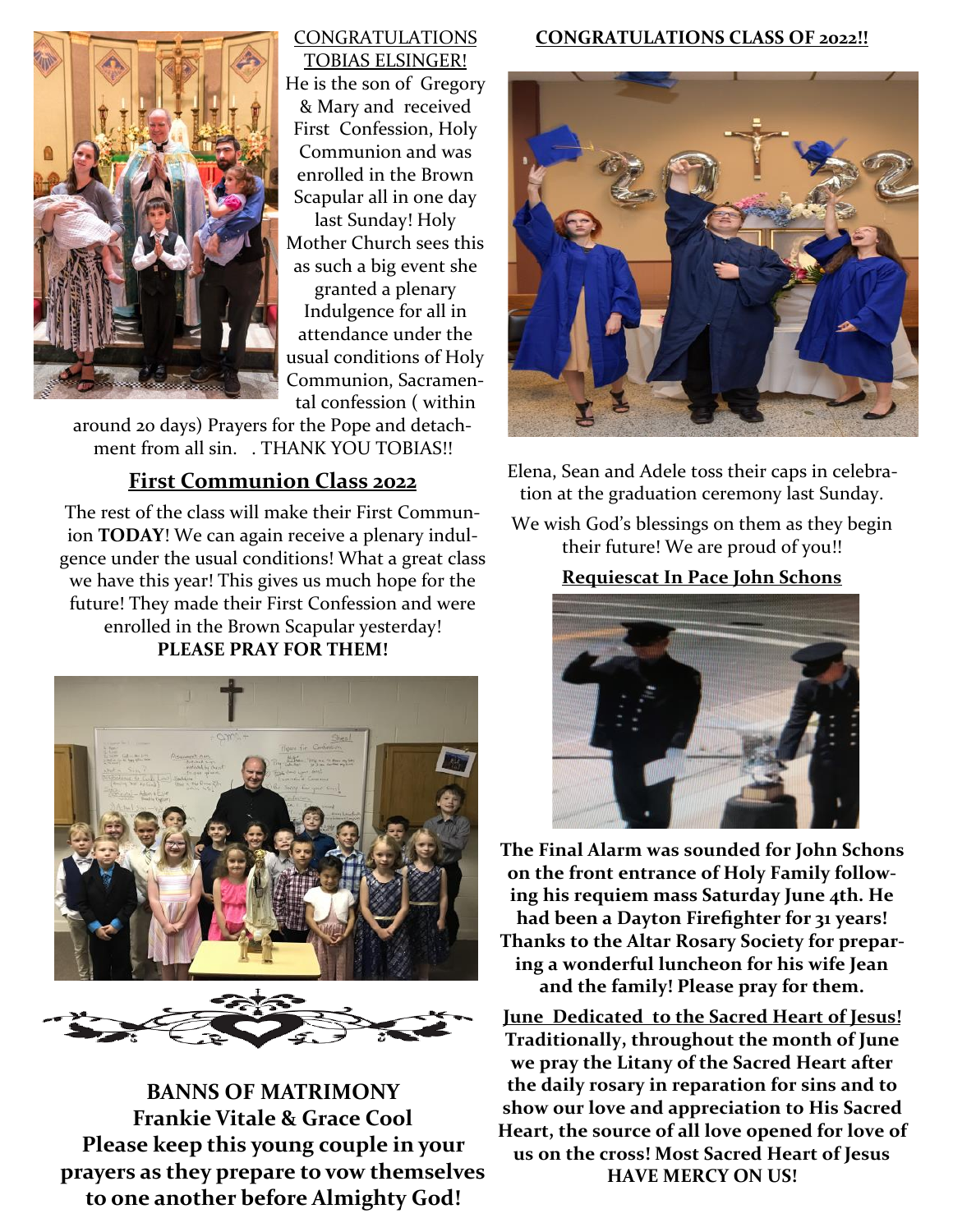CONGRATULATIONS TOBIAS ELSINGER!

He is the son of Gregory & Mary and received First Confession, Holy Communion and was enrolled in the Brown Scapular all in one day last Sunday! Holy Mother Church sees this as such a big event she granted a plenary Indulgence for all in attendance under the usual conditions of Holy Communion, Sacramental confession ( within around 20 days) Prayers for the Pope and detachment from all sin. . THANK YOU TOBIAS!!

## First Communion Class 2022

The rest of the class will make their First Communion **TODAY**! We can again receive a plenary indulgence under the usual conditions! What a great class we have this year! This gives us much hope for the future! They made their First Confession and were enrolled in the Brown Scapular yesterday!

**PLEASE PRAY FOR THEM!**

**BANNS OF MATRIMONY**
**Frankie Vitale & Grace Cool**
**Please keep this young couple in your prayers as they prepare to vow themselves to one another before Almighty God!**

## CONGRATULATIONS CLASS OF 2022!!

Elena, Sean and Adele toss their caps in celebration at the graduation ceremony last Sunday.

We wish God's blessings on them as they begin their future! We are proud of you!!

## Requiescat In Pace John Schons

**The Final Alarm was sounded for John Schons on the front entrance of Holy Family following his requiem mass Saturday June 4th. He had been a Dayton Firefighter for 31 years! Thanks to the Altar Rosary Society for preparing a wonderful luncheon for his wife Jean and the family! Please pray for them.**

**June Dedicated to the Sacred Heart of Jesus!**

**Traditionally, throughout the month of June we pray the Litany of the Sacred Heart after the daily rosary in reparation for sins and to show our love and appreciation to His Sacred Heart, the source of all love opened for love of us on the cross! Most Sacred Heart of Jesus HAVE MERCY ON US!**